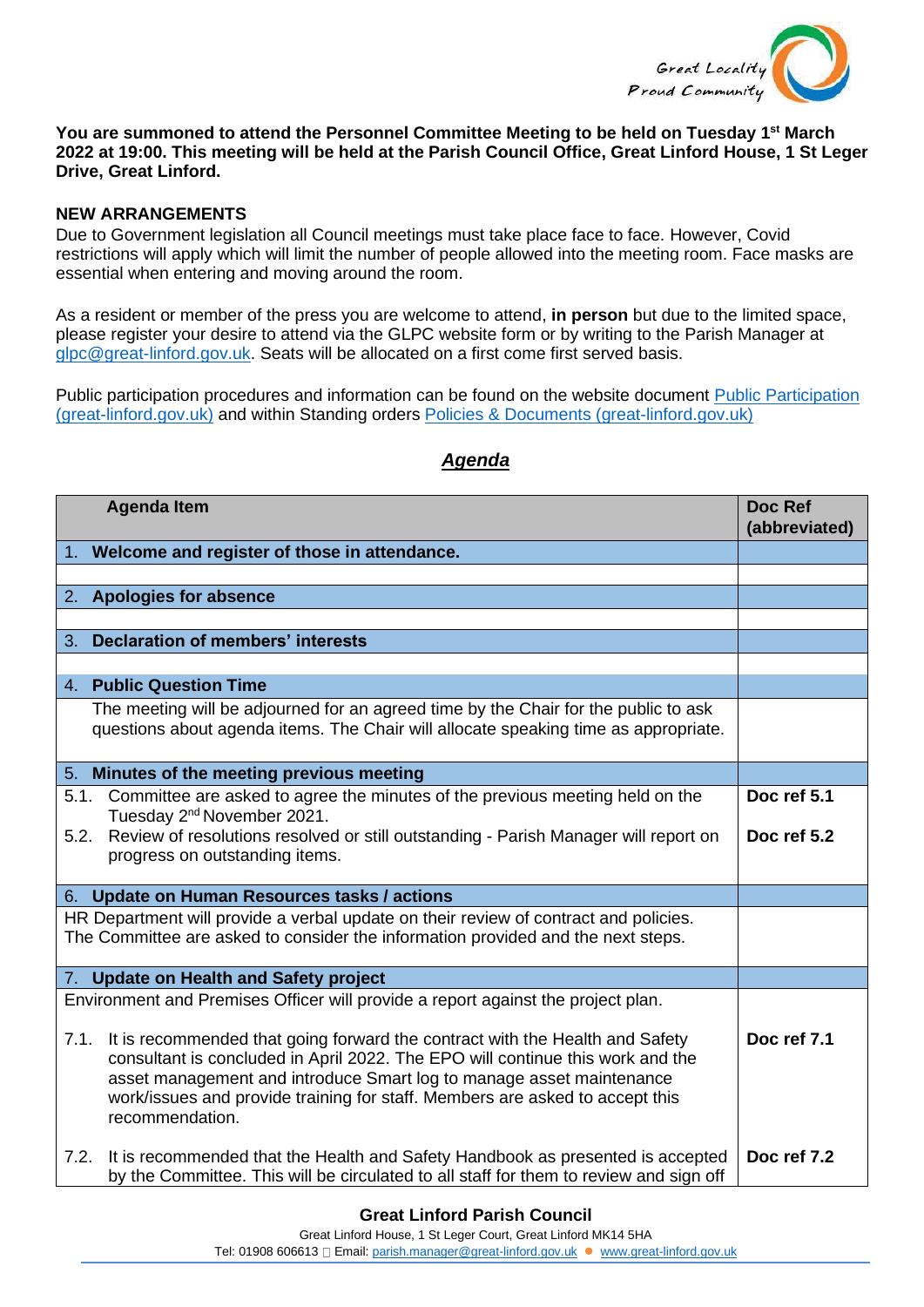Great Locality
Proud Community

**You are summoned to attend the Personnel Committee Meeting to be held on Tuesday 1st March 2022 at 19:00. This meeting will be held at the Parish Council Office, Great Linford House, 1 St Leger Drive, Great Linford.**

**NEW ARRANGEMENTS**

Due to Government legislation all Council meetings must take place face to face. However, Covid restrictions will apply which will limit the number of people allowed into the meeting room. Face masks are essential when entering and moving around the room.

As a resident or member of the press you are welcome to attend, **in person** but due to the limited space, please register your desire to attend via the GLPC website form or by writing to the Parish Manager at glpc@great-linford.gov.uk. Seats will be allocated on a first come first served basis.

Public participation procedures and information can be found on the website document Public Participation (great-linford.gov.uk) and within Standing orders Policies & Documents (great-linford.gov.uk)

## ***Agenda***

| Agenda Item | Doc Ref (abbreviated) |
|---|---|
| **1. Welcome and register of those in attendance.** | |
| | |
| **2. Apologies for absence** | |
| | |
| **3. Declaration of members' interests** | |
| | |
| **4. Public Question Time** | |
| The meeting will be adjourned for an agreed time by the Chair for the public to ask questions about agenda items. The Chair will allocate speaking time as appropriate. | |
| **5. Minutes of the meeting previous meeting** | |
| 5.1. Committee are asked to agree the minutes of the previous meeting held on the Tuesday 2nd November 2021. | **Doc ref 5.1** |
| 5.2. Review of resolutions resolved or still outstanding - Parish Manager will report on progress on outstanding items. | **Doc ref 5.2** |
| **6. Update on Human Resources tasks / actions** | |
| HR Department will provide a verbal update on their review of contract and policies. The Committee are asked to consider the information provided and the next steps. | |
| **7. Update on Health and Safety project** | |
| Environment and Premises Officer will provide a report against the project plan. | |
| 7.1. It is recommended that going forward the contract with the Health and Safety consultant is concluded in April 2022. The EPO will continue this work and the asset management and introduce Smart log to manage asset maintenance work/issues and provide training for staff. Members are asked to accept this recommendation. | **Doc ref 7.1** |
| 7.2. It is recommended that the Health and Safety Handbook as presented is accepted by the Committee. This will be circulated to all staff for them to review and sign off | **Doc ref 7.2** |

**Great Linford Parish Council**
Great Linford House, 1 St Leger Court, Great Linford MK14 5HA
Tel: 01908 606613 Email: parish.manager@great-linford.gov.uk ● www.great-linford.gov.uk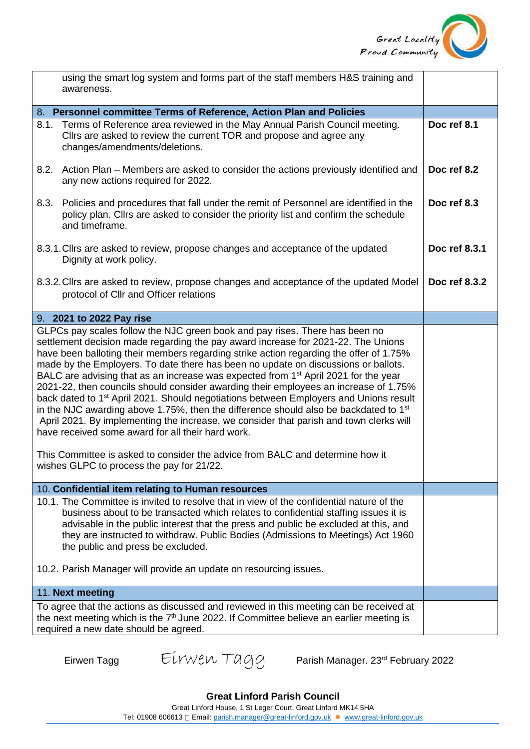| | |
|---|---|
| using the smart log system and forms part of the staff members H&S training and awareness. | |
| **8. Personnel committee Terms of Reference, Action Plan and Policies** | |
| 8.1. Terms of Reference area reviewed in the May Annual Parish Council meeting. Cllrs are asked to review the current TOR and propose and agree any changes/amendments/deletions. | **Doc ref 8.1** |
| 8.2. Action Plan – Members are asked to consider the actions previously identified and any new actions required for 2022. | **Doc ref 8.2** |
| 8.3. Policies and procedures that fall under the remit of Personnel are identified in the policy plan. Cllrs are asked to consider the priority list and confirm the schedule and timeframe. | **Doc ref 8.3** |
| 8.3.1. Cllrs are asked to review, propose changes and acceptance of the updated Dignity at work policy. | **Doc ref 8.3.1** |
| 8.3.2. Cllrs are asked to review, propose changes and acceptance of the updated Model protocol of Cllr and Officer relations | **Doc ref 8.3.2** |
| **9. 2021 to 2022 Pay rise** | |
| GLPCs pay scales follow the NJC green book and pay rises. There has been no settlement decision made regarding the pay award increase for 2021-22. The Unions have been balloting their members regarding strike action regarding the offer of 1.75% made by the Employers. To date there has been no update on discussions or ballots. BALC are advising that as an increase was expected from 1st April 2021 for the year 2021-22, then councils should consider awarding their employees an increase of 1.75% back dated to 1st April 2021. Should negotiations between Employers and Unions result in the NJC awarding above 1.75%, then the difference should also be backdated to 1st April 2021. By implementing the increase, we consider that parish and town clerks will have received some award for all their hard work.<br><br>This Committee is asked to consider the advice from BALC and determine how it wishes GLPC to process the pay for 21/22. | |
| **10. Confidential item relating to Human resources** | |
| 10.1. The Committee is invited to resolve that in view of the confidential nature of the business about to be transacted which relates to confidential staffing issues it is advisable in the public interest that the press and public be excluded at this, and they are instructed to withdraw. Public Bodies (Admissions to Meetings) Act 1960 the public and press be excluded.<br><br>10.2. Parish Manager will provide an update on resourcing issues. | |
| **11. Next meeting** | |
| To agree that the actions as discussed and reviewed in this meeting can be received at the next meeting which is the 7th June 2022. If Committee believe an earlier meeting is required a new date should be agreed. | |

Eirwen Tagg   *Eirwen Tagg*   Parish Manager. 23rd February 2022

**Great Linford Parish Council**

Great Linford House, 1 St Leger Court, Great Linford MK14 5HA

Tel: 01908 606613 Email: parish.manager@great-linford.gov.uk ● www.great-linford.gov.uk